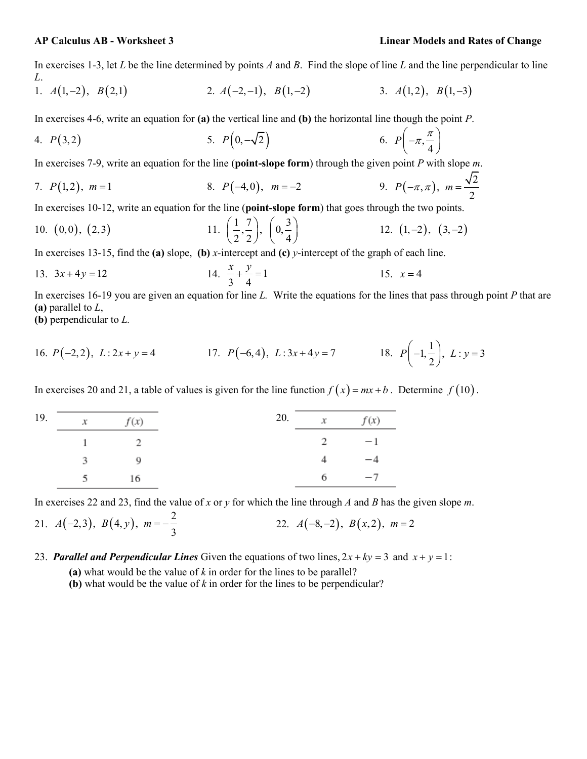**AP Calculus AB - Worksheet 3** **Linear Models and Rates of Change**

In exercises 1-3, let $L$ be the line determined by points $A$ and $B$. Find the slope of line $L$ and the line perpendicular to line $L$.

1. $A(1,-2),\ B(2,1)$
2. $A(-2,-1),\ B(1,-2)$
3. $A(1,2),\ B(1,-3)$

In exercises 4-6, write an equation for **(a)** the vertical line and **(b)** the horizontal line though the point $P$.

4. $P(3,2)$
5. $P\left(0,-\sqrt{2}\right)$
6. $P\left(-\pi,\frac{\pi}{4}\right)$

In exercises 7-9, write an equation for the line (**point-slope form**) through the given point $P$ with slope $m$.

7. $P(1,2),\ m=1$
8. $P(-4,0),\ m=-2$
9. $P(-\pi,\pi),\ m=\frac{\sqrt{2}}{2}$

In exercises 10-12, write an equation for the line (**point-slope form**) that goes through the two points.

10. $(0,0),\ (2,3)$
11. $\left(\frac{1}{2},\frac{7}{2}\right),\ \left(0,\frac{3}{4}\right)$
12. $(1,-2),\ (3,-2)$

In exercises 13-15, find the **(a)** slope, **(b)** $x$-intercept and **(c)** $y$-intercept of the graph of each line.

13. $3x+4y=12$
14. $\frac{x}{3}+\frac{y}{4}=1$
15. $x=4$

In exercises 16-19 you are given an equation for line $L$. Write the equations for the lines that pass through point $P$ that are
**(a)** parallel to $L$,
**(b)** perpendicular to $L$.

16. $P(-2,2),\ L: 2x+y=4$
17. $P(-6,4),\ L: 3x+4y=7$
18. $P\left(-1,\frac{1}{2}\right),\ L: y=3$

In exercises 20 and 21, a table of values is given for the line function $f(x)=mx+b$. Determine $f(10)$.

19.

| $x$ | $f(x)$ |
|---|---|
| 1 | 2 |
| 3 | 9 |
| 5 | 16 |

20.

| $x$ | $f(x)$ |
|---|---|
| 2 | −1 |
| 4 | −4 |
| 6 | −7 |

In exercises 22 and 23, find the value of $x$ or $y$ for which the line through $A$ and $B$ has the given slope $m$.

21. $A(-2,3),\ B(4,y),\ m=-\frac{2}{3}$
22. $A(-8,-2),\ B(x,2),\ m=2$

23. ***Parallel and Perpendicular Lines*** Given the equations of two lines, $2x+ky=3$ and $x+y=1$:
    **(a)** what would be the value of $k$ in order for the lines to be parallel?
    **(b)** what would be the value of $k$ in order for the lines to be perpendicular?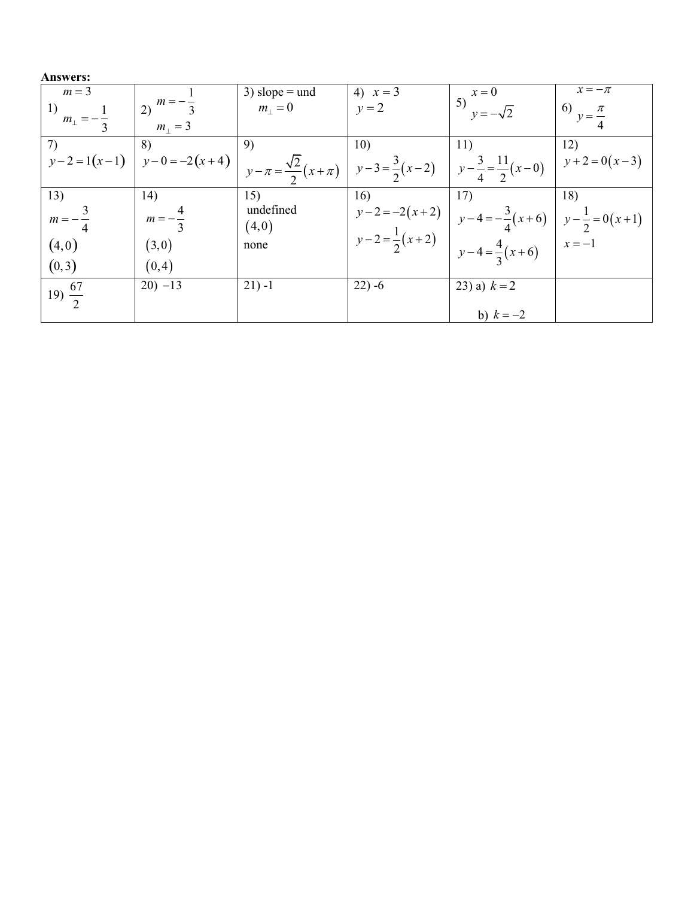**Answers:**

| | | | | | |
|---|---|---|---|---|---|
| 1) $m = 3$ <br> $m_{\perp} = -\frac{1}{3}$ | 2) $m = -\frac{1}{3}$ <br> $m_{\perp} = 3$ | 3) slope = und <br> $m_{\perp} = 0$ | 4) $x = 3$ <br> $y = 2$ | 5) $x = 0$ <br> $y = -\sqrt{2}$ | 6) $x = -\pi$ <br> $y = \frac{\pi}{4}$ |
| 7) <br> $y - 2 = 1(x - 1)$ | 8) <br> $y - 0 = -2(x + 4)$ | 9) <br> $y - \pi = \frac{\sqrt{2}}{2}(x + \pi)$ | 10) <br> $y - 3 = \frac{3}{2}(x - 2)$ | 11) <br> $y - \frac{3}{4} = \frac{11}{2}(x - 0)$ | 12) <br> $y + 2 = 0(x - 3)$ |
| 13) <br> $m = -\frac{3}{4}$ <br> $(4, 0)$ <br> $(0, 3)$ | 14) <br> $m = -\frac{4}{3}$ <br> $(3, 0)$ <br> $(0, 4)$ | 15) <br> undefined <br> $(4, 0)$ <br> none | 16) <br> $y - 2 = -2(x + 2)$ <br> $y - 2 = \frac{1}{2}(x + 2)$ | 17) <br> $y - 4 = -\frac{3}{4}(x + 6)$ <br> $y - 4 = \frac{4}{3}(x + 6)$ | 18) <br> $y - \frac{1}{2} = 0(x + 1)$ <br> $x = -1$ |
| 19) $\frac{67}{2}$ | 20) $-13$ | 21) -1 | 22) -6 | 23) a) $k = 2$ <br> b) $k = -2$ | |